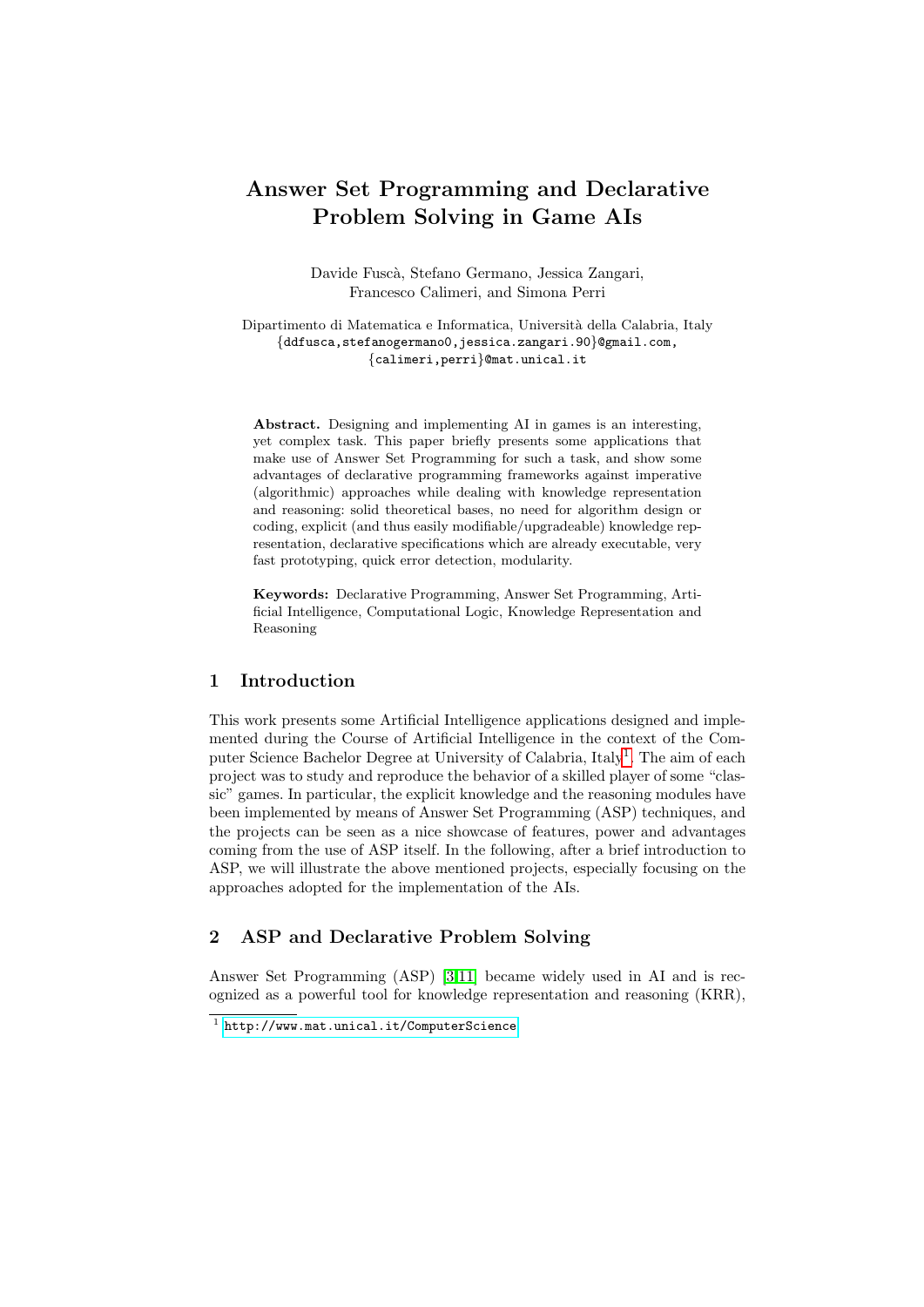# Answer Set Programming and Declarative Problem Solving in Game AIs

Davide Fuscà, Stefano Germano, Jessica Zangari, Francesco Calimeri, and Simona Perri

Dipartimento di Matematica e Informatica, Università della Calabria, Italy
{ddfusca,stefanogermano0,jessica.zangari.90}@gmail.com,
{calimeri,perri}@mat.unical.it

**Abstract.** Designing and implementing AI in games is an interesting, yet complex task. This paper briefly presents some applications that make use of Answer Set Programming for such a task, and show some advantages of declarative programming frameworks against imperative (algorithmic) approaches while dealing with knowledge representation and reasoning: solid theoretical bases, no need for algorithm design or coding, explicit (and thus easily modifiable/upgradeable) knowledge representation, declarative specifications which are already executable, very fast prototyping, quick error detection, modularity.

**Keywords:** Declarative Programming, Answer Set Programming, Artificial Intelligence, Computational Logic, Knowledge Representation and Reasoning

## 1 Introduction

This work presents some Artificial Intelligence applications designed and implemented during the Course of Artificial Intelligence in the context of the Computer Science Bachelor Degree at University of Calabria, Italy[1]. The aim of each project was to study and reproduce the behavior of a skilled player of some "classic" games. In particular, the explicit knowledge and the reasoning modules have been implemented by means of Answer Set Programming (ASP) techniques, and the projects can be seen as a nice showcase of features, power and advantages coming from the use of ASP itself. In the following, after a brief introduction to ASP, we will illustrate the above mentioned projects, especially focusing on the approaches adopted for the implementation of the AIs.

## 2 ASP and Declarative Problem Solving

Answer Set Programming (ASP) [3,11] became widely used in AI and is recognized as a powerful tool for knowledge representation and reasoning (KRR),

[1] http://www.mat.unical.it/ComputerScience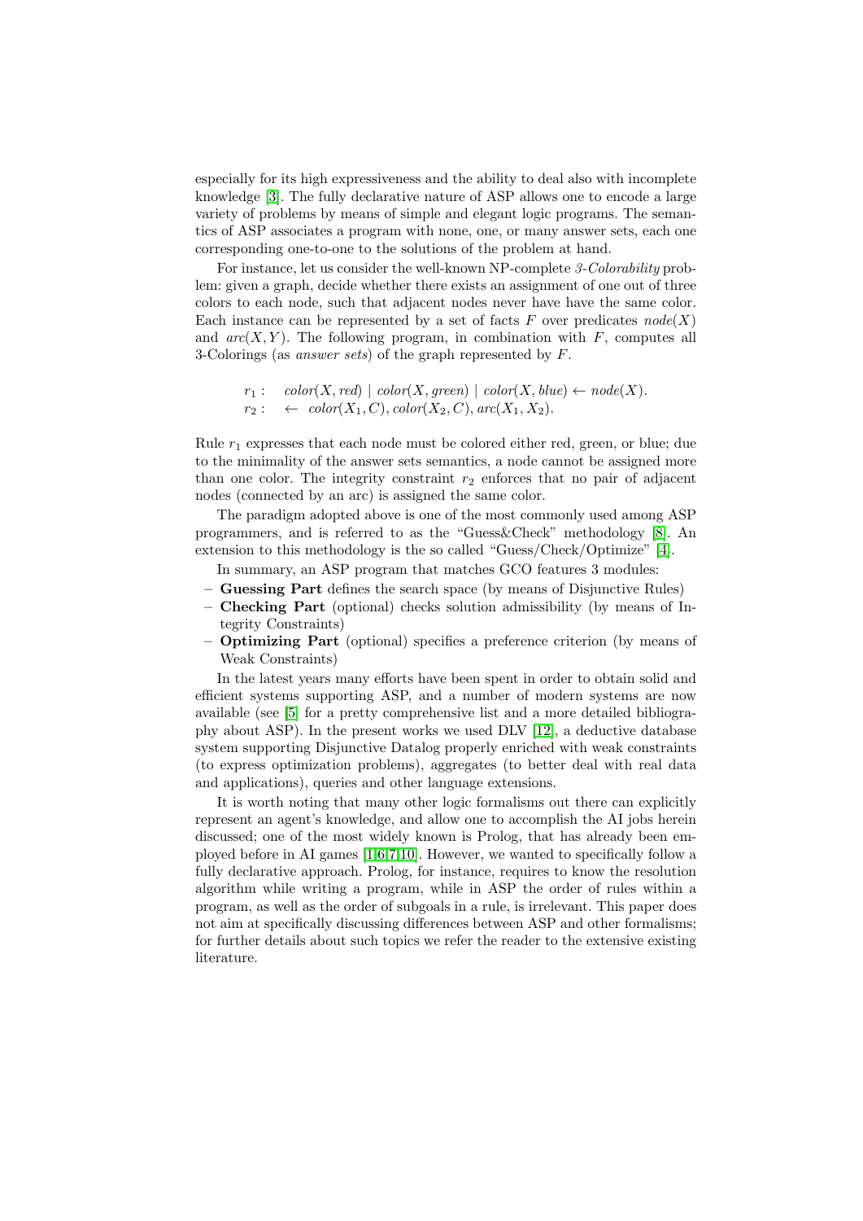especially for its high expressiveness and the ability to deal also with incomplete knowledge [3]. The fully declarative nature of ASP allows one to encode a large variety of problems by means of simple and elegant logic programs. The semantics of ASP associates a program with none, one, or many answer sets, each one corresponding one-to-one to the solutions of the problem at hand.

For instance, let us consider the well-known NP-complete *3-Colorability* problem: given a graph, decide whether there exists an assignment of one out of three colors to each node, such that adjacent nodes never have have the same color. Each instance can be represented by a set of facts $F$ over predicates $node(X)$ and $arc(X, Y)$. The following program, in combination with $F$, computes all 3-Colorings (as *answer sets*) of the graph represented by $F$.

$$
\begin{aligned}
r_1: &\quad color(X, red) \mid color(X, green) \mid color(X, blue) \leftarrow node(X). \\
r_2: &\quad \leftarrow \ color(X_1, C), color(X_2, C), arc(X_1, X_2).
\end{aligned}
$$

Rule $r_1$ expresses that each node must be colored either red, green, or blue; due to the minimality of the answer sets semantics, a node cannot be assigned more than one color. The integrity constraint $r_2$ enforces that no pair of adjacent nodes (connected by an arc) is assigned the same color.

The paradigm adopted above is one of the most commonly used among ASP programmers, and is referred to as the "Guess&Check" methodology [8]. An extension to this methodology is the so called "Guess/Check/Optimize" [4].

In summary, an ASP program that matches GCO features 3 modules:

- **Guessing Part** defines the search space (by means of Disjunctive Rules)
- **Checking Part** (optional) checks solution admissibility (by means of Integrity Constraints)
- **Optimizing Part** (optional) specifies a preference criterion (by means of Weak Constraints)

In the latest years many efforts have been spent in order to obtain solid and efficient systems supporting ASP, and a number of modern systems are now available (see [5] for a pretty comprehensive list and a more detailed bibliography about ASP). In the present works we used DLV [12], a deductive database system supporting Disjunctive Datalog properly enriched with weak constraints (to express optimization problems), aggregates (to better deal with real data and applications), queries and other language extensions.

It is worth noting that many other logic formalisms out there can explicitly represent an agent's knowledge, and allow one to accomplish the AI jobs herein discussed; one of the most widely known is Prolog, that has already been employed before in AI games [1,6,7,10]. However, we wanted to specifically follow a fully declarative approach. Prolog, for instance, requires to know the resolution algorithm while writing a program, while in ASP the order of rules within a program, as well as the order of subgoals in a rule, is irrelevant. This paper does not aim at specifically discussing differences between ASP and other formalisms; for further details about such topics we refer the reader to the extensive existing literature.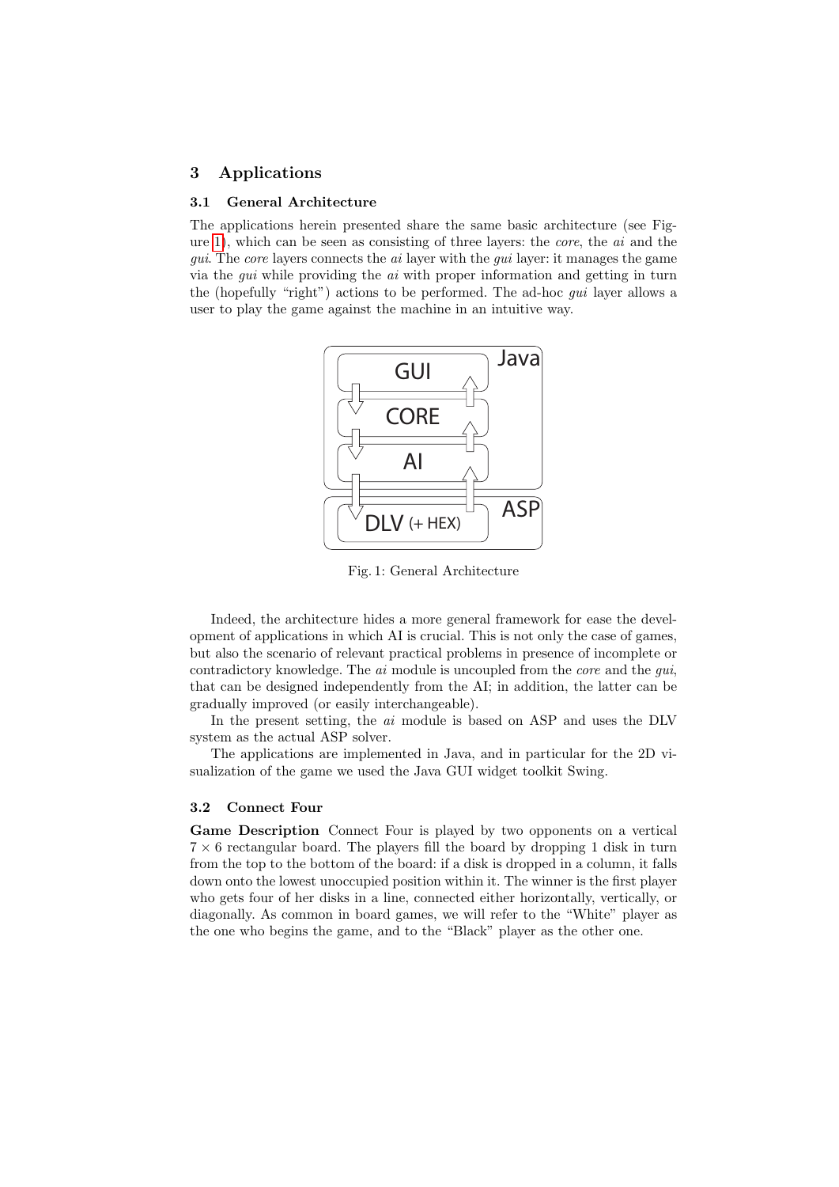## 3 Applications

### 3.1 General Architecture

The applications herein presented share the same basic architecture (see Figure 1), which can be seen as consisting of three layers: the *core*, the *ai* and the *gui*. The *core* layers connects the *ai* layer with the *gui* layer: it manages the game via the *gui* while providing the *ai* with proper information and getting in turn the (hopefully "right") actions to be performed. The ad-hoc *gui* layer allows a user to play the game against the machine in an intuitive way.

Fig. 1: General Architecture

Indeed, the architecture hides a more general framework for ease the development of applications in which AI is crucial. This is not only the case of games, but also the scenario of relevant practical problems in presence of incomplete or contradictory knowledge. The *ai* module is uncoupled from the *core* and the *gui*, that can be designed independently from the AI; in addition, the latter can be gradually improved (or easily interchangeable).

In the present setting, the *ai* module is based on ASP and uses the DLV system as the actual ASP solver.

The applications are implemented in Java, and in particular for the 2D visualization of the game we used the Java GUI widget toolkit Swing.

### 3.2 Connect Four

**Game Description** Connect Four is played by two opponents on a vertical $7 \times 6$ rectangular board. The players fill the board by dropping 1 disk in turn from the top to the bottom of the board: if a disk is dropped in a column, it falls down onto the lowest unoccupied position within it. The winner is the first player who gets four of her disks in a line, connected either horizontally, vertically, or diagonally. As common in board games, we will refer to the "White" player as the one who begins the game, and to the "Black" player as the other one.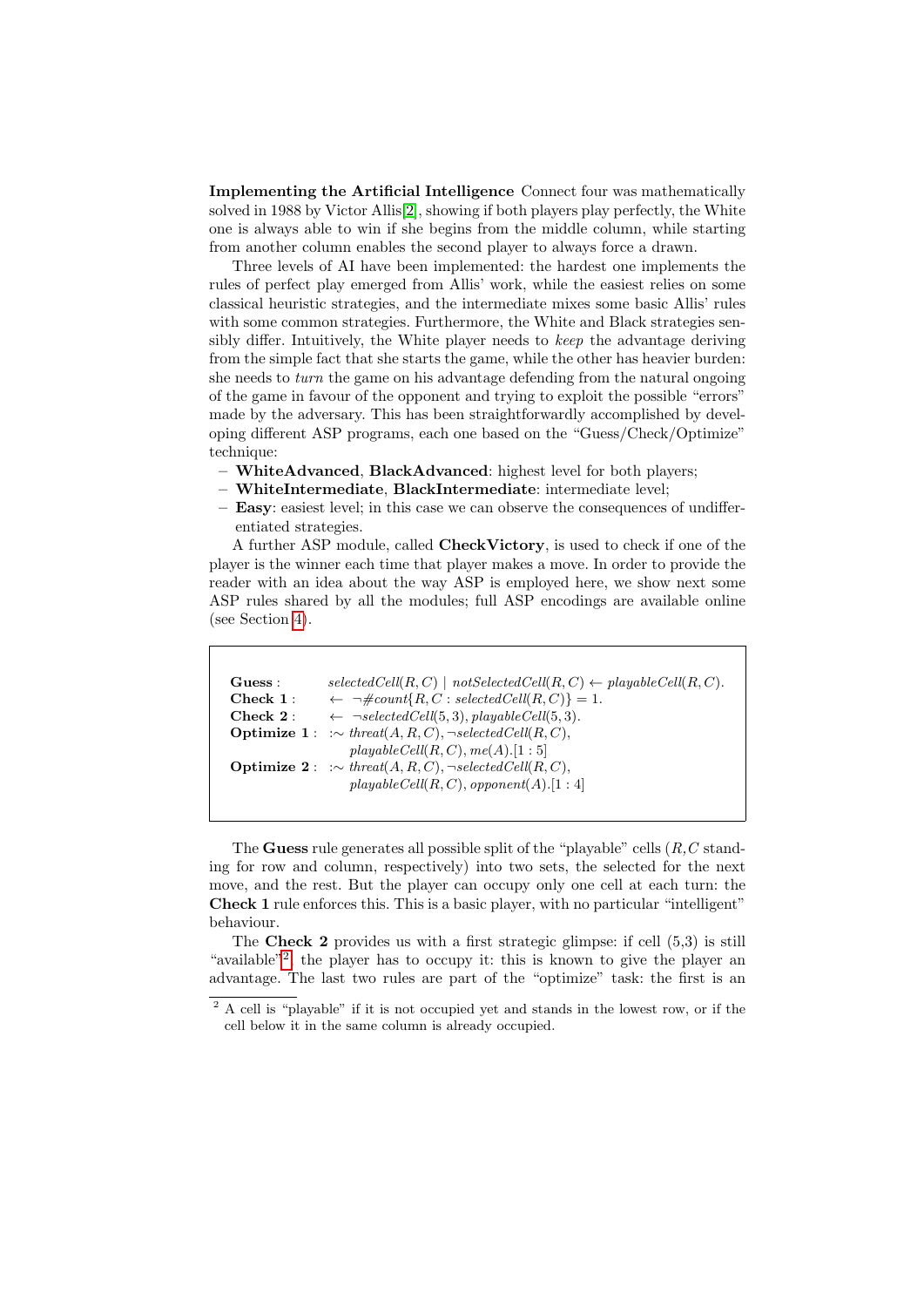**Implementing the Artificial Intelligence** Connect four was mathematically solved in 1988 by Victor Allis[2], showing if both players play perfectly, the White one is always able to win if she begins from the middle column, while starting from another column enables the second player to always force a drawn.

Three levels of AI have been implemented: the hardest one implements the rules of perfect play emerged from Allis' work, while the easiest relies on some classical heuristic strategies, and the intermediate mixes some basic Allis' rules with some common strategies. Furthermore, the White and Black strategies sensibly differ. Intuitively, the White player needs to *keep* the advantage deriving from the simple fact that she starts the game, while the other has heavier burden: she needs to *turn* the game on his advantage defending from the natural ongoing of the game in favour of the opponent and trying to exploit the possible "errors" made by the adversary. This has been straightforwardly accomplished by developing different ASP programs, each one based on the "Guess/Check/Optimize" technique:

- **WhiteAdvanced**, **BlackAdvanced**: highest level for both players;
- **WhiteIntermediate**, **BlackIntermediate**: intermediate level;
- **Easy**: easiest level; in this case we can observe the consequences of undifferentiated strategies.

A further ASP module, called **CheckVictory**, is used to check if one of the player is the winner each time that player makes a move. In order to provide the reader with an idea about the way ASP is employed here, we show next some ASP rules shared by all the modules; full ASP encodings are available online (see Section 4).

**Guess** : $selectedCell(R,C) \mid notSelectedCell(R,C) \leftarrow playableCell(R,C).$

**Check 1** : $\leftarrow \neg\#count\{R,C : selectedCell(R,C)\} = 1.$

**Check 2** : $\leftarrow \neg selectedCell(5,3), playableCell(5,3).$

**Optimize 1** : $:\sim threat(A,R,C), \neg selectedCell(R,C), playableCell(R,C), me(A).[1:5]$

**Optimize 2** : $:\sim threat(A,R,C), \neg selectedCell(R,C), playableCell(R,C), opponent(A).[1:4]$

The **Guess** rule generates all possible split of the "playable" cells ($R,C$ standing for row and column, respectively) into two sets, the selected for the next move, and the rest. But the player can occupy only one cell at each turn: the **Check 1** rule enforces this. This is a basic player, with no particular "intelligent" behaviour.

The **Check 2** provides us with a first strategic glimpse: if cell (5,3) is still "available"[2] the player has to occupy it: this is known to give the player an advantage. The last two rules are part of the "optimize" task: the first is an

[2] A cell is "playable" if it is not occupied yet and stands in the lowest row, or if the cell below it in the same column is already occupied.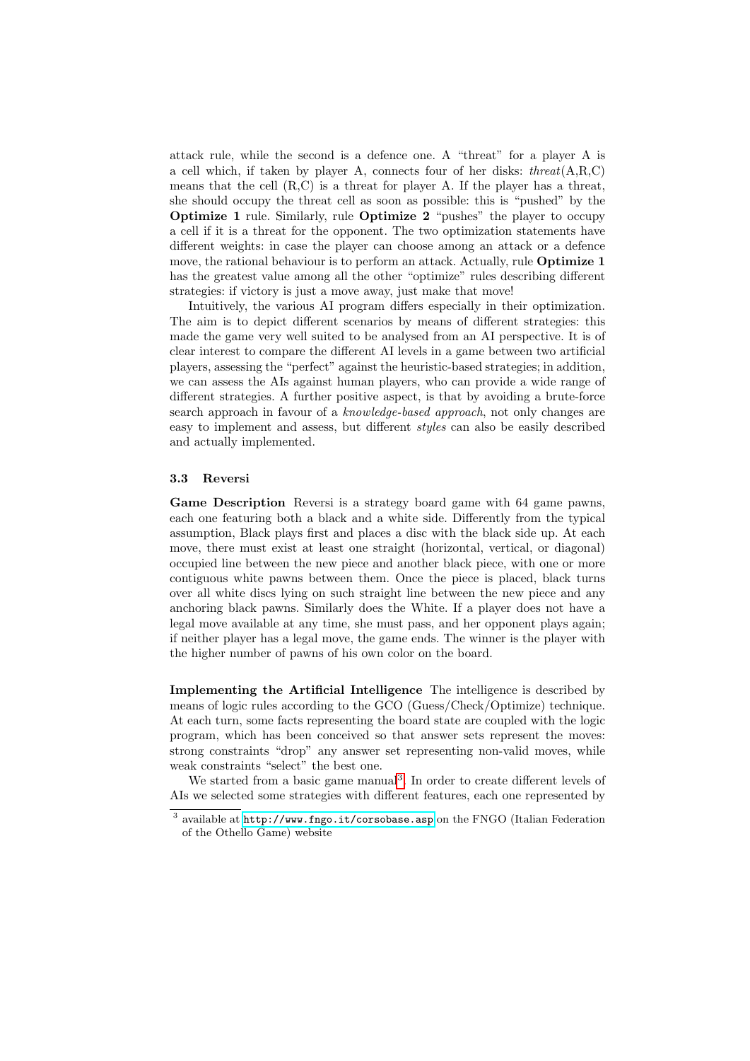attack rule, while the second is a defence one. A "threat" for a player A is a cell which, if taken by player A, connects four of her disks: *threat*(A,R,C) means that the cell (R,C) is a threat for player A. If the player has a threat, she should occupy the threat cell as soon as possible: this is "pushed" by the **Optimize 1** rule. Similarly, rule **Optimize 2** "pushes" the player to occupy a cell if it is a threat for the opponent. The two optimization statements have different weights: in case the player can choose among an attack or a defence move, the rational behaviour is to perform an attack. Actually, rule **Optimize 1** has the greatest value among all the other "optimize" rules describing different strategies: if victory is just a move away, just make that move!

Intuitively, the various AI program differs especially in their optimization. The aim is to depict different scenarios by means of different strategies: this made the game very well suited to be analysed from an AI perspective. It is of clear interest to compare the different AI levels in a game between two artificial players, assessing the "perfect" against the heuristic-based strategies; in addition, we can assess the AIs against human players, who can provide a wide range of different strategies. A further positive aspect, is that by avoiding a brute-force search approach in favour of a *knowledge-based approach*, not only changes are easy to implement and assess, but different *styles* can also be easily described and actually implemented.

### 3.3 Reversi

**Game Description** Reversi is a strategy board game with 64 game pawns, each one featuring both a black and a white side. Differently from the typical assumption, Black plays first and places a disc with the black side up. At each move, there must exist at least one straight (horizontal, vertical, or diagonal) occupied line between the new piece and another black piece, with one or more contiguous white pawns between them. Once the piece is placed, black turns over all white discs lying on such straight line between the new piece and any anchoring black pawns. Similarly does the White. If a player does not have a legal move available at any time, she must pass, and her opponent plays again; if neither player has a legal move, the game ends. The winner is the player with the higher number of pawns of his own color on the board.

**Implementing the Artificial Intelligence** The intelligence is described by means of logic rules according to the GCO (Guess/Check/Optimize) technique. At each turn, some facts representing the board state are coupled with the logic program, which has been conceived so that answer sets represent the moves: strong constraints "drop" any answer set representing non-valid moves, while weak constraints "select" the best one.

We started from a basic game manual[3]. In order to create different levels of AIs we selected some strategies with different features, each one represented by

[3] available at http://www.fngo.it/corsobase.asp on the FNGO (Italian Federation of the Othello Game) website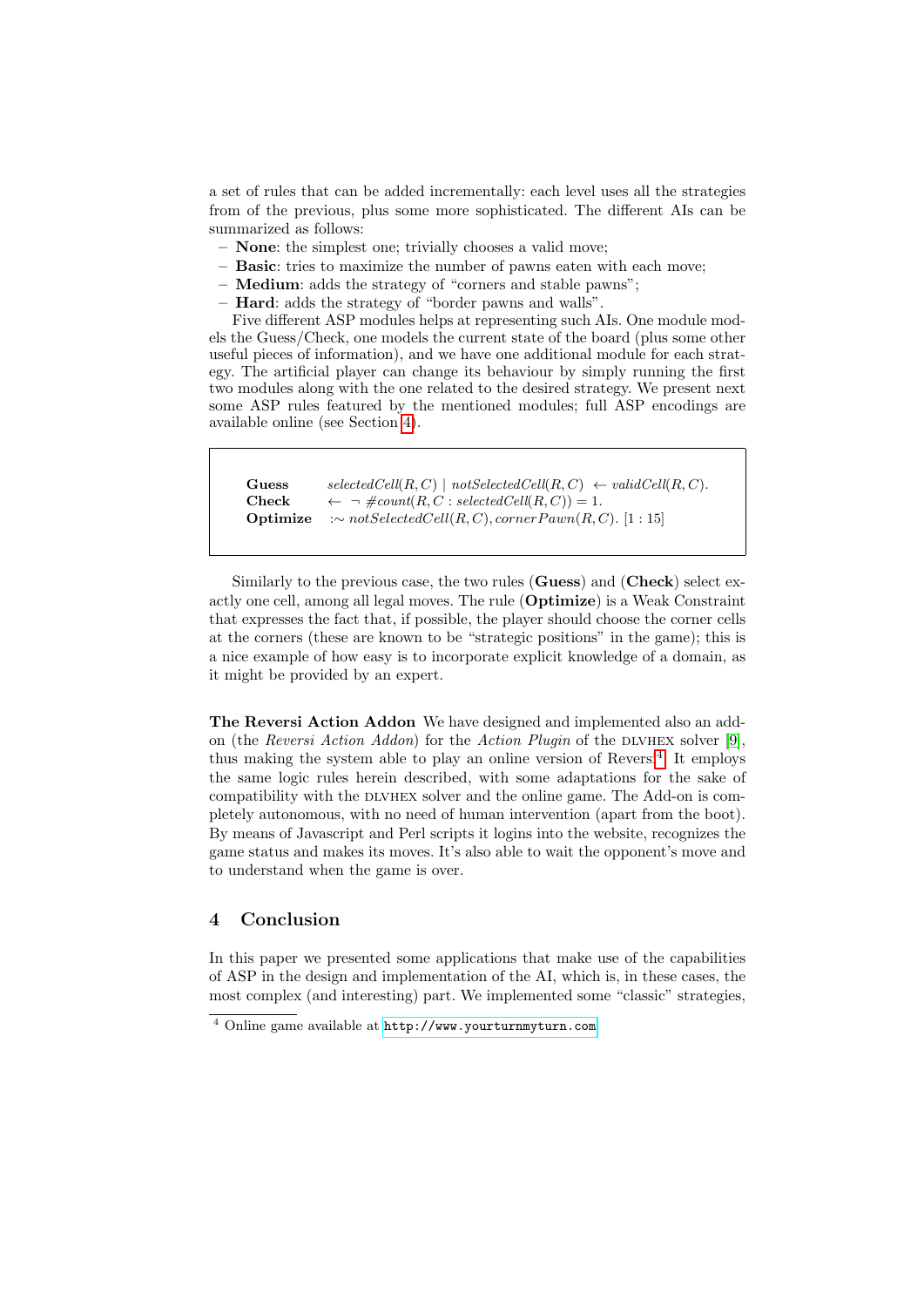a set of rules that can be added incrementally: each level uses all the strategies from of the previous, plus some more sophisticated. The different AIs can be summarized as follows:

- **None**: the simplest one; trivially chooses a valid move;
- **Basic**: tries to maximize the number of pawns eaten with each move;
- **Medium**: adds the strategy of "corners and stable pawns";
- **Hard**: adds the strategy of "border pawns and walls".

Five different ASP modules helps at representing such AIs. One module models the Guess/Check, one models the current state of the board (plus some other useful pieces of information), and we have one additional module for each strategy. The artificial player can change its behaviour by simply running the first two modules along with the one related to the desired strategy. We present next some ASP rules featured by the mentioned modules; full ASP encodings are available online (see Section 4).

| | |
|---|---|
| **Guess** | $selectedCell(R,C) \mid notSelectedCell(R,C) \leftarrow validCell(R,C).$ |
| **Check** | $\leftarrow \neg \#count(R,C : selectedCell(R,C)) = 1.$ |
| **Optimize** | $:\sim notSelectedCell(R,C), cornerPawn(R,C).\ [1:15]$ |

Similarly to the previous case, the two rules (**Guess**) and (**Check**) select exactly one cell, among all legal moves. The rule (**Optimize**) is a Weak Constraint that expresses the fact that, if possible, the player should choose the corner cells at the corners (these are known to be "strategic positions" in the game); this is a nice example of how easy is to incorporate explicit knowledge of a domain, as it might be provided by an expert.

**The Reversi Action Addon** We have designed and implemented also an add-on (the *Reversi Action Addon*) for the *Action Plugin* of the DLVHEX solver [9], thus making the system able to play an online version of Reversi.[4] It employs the same logic rules herein described, with some adaptations for the sake of compatibility with the DLVHEX solver and the online game. The Add-on is completely autonomous, with no need of human intervention (apart from the boot). By means of Javascript and Perl scripts it logins into the website, recognizes the game status and makes its moves. It's also able to wait the opponent's move and to understand when the game is over.

## 4 Conclusion

In this paper we presented some applications that make use of the capabilities of ASP in the design and implementation of the AI, which is, in these cases, the most complex (and interesting) part. We implemented some "classic" strategies,

[4] Online game available at http://www.yourturnmyturn.com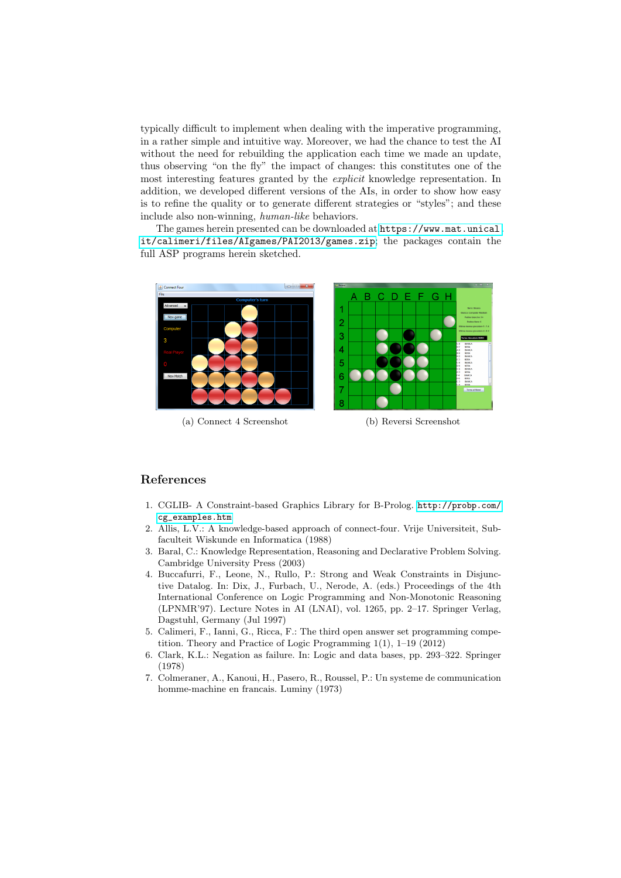typically difficult to implement when dealing with the imperative programming, in a rather simple and intuitive way. Moreover, we had the chance to test the AI without the need for rebuilding the application each time we made an update, thus observing "on the fly" the impact of changes: this constitutes one of the most interesting features granted by the *explicit* knowledge representation. In addition, we developed different versions of the AIs, in order to show how easy is to refine the quality or to generate different strategies or "styles"; and these include also non-winning, *human-like* behaviors.

The games herein presented can be downloaded at https://www.mat.unical.it/calimeri/files/AIgames/PAI2013/games.zip; the packages contain the full ASP programs herein sketched.

(a) Connect 4 Screenshot

(b) Reversi Screenshot

## References

1. CGLIB- A Constraint-based Graphics Library for B-Prolog. http://probp.com/cg_examples.htm
2. Allis, L.V.: A knowledge-based approach of connect-four. Vrije Universiteit, Subfaculteit Wiskunde en Informatica (1988)
3. Baral, C.: Knowledge Representation, Reasoning and Declarative Problem Solving. Cambridge University Press (2003)
4. Buccafurri, F., Leone, N., Rullo, P.: Strong and Weak Constraints in Disjunctive Datalog. In: Dix, J., Furbach, U., Nerode, A. (eds.) Proceedings of the 4th International Conference on Logic Programming and Non-Monotonic Reasoning (LPNMR'97). Lecture Notes in AI (LNAI), vol. 1265, pp. 2–17. Springer Verlag, Dagstuhl, Germany (Jul 1997)
5. Calimeri, F., Ianni, G., Ricca, F.: The third open answer set programming competition. Theory and Practice of Logic Programming 1(1), 1–19 (2012)
6. Clark, K.L.: Negation as failure. In: Logic and data bases, pp. 293–322. Springer (1978)
7. Colmeraner, A., Kanoui, H., Pasero, R., Roussel, P.: Un systeme de communication homme-machine en francais. Luminy (1973)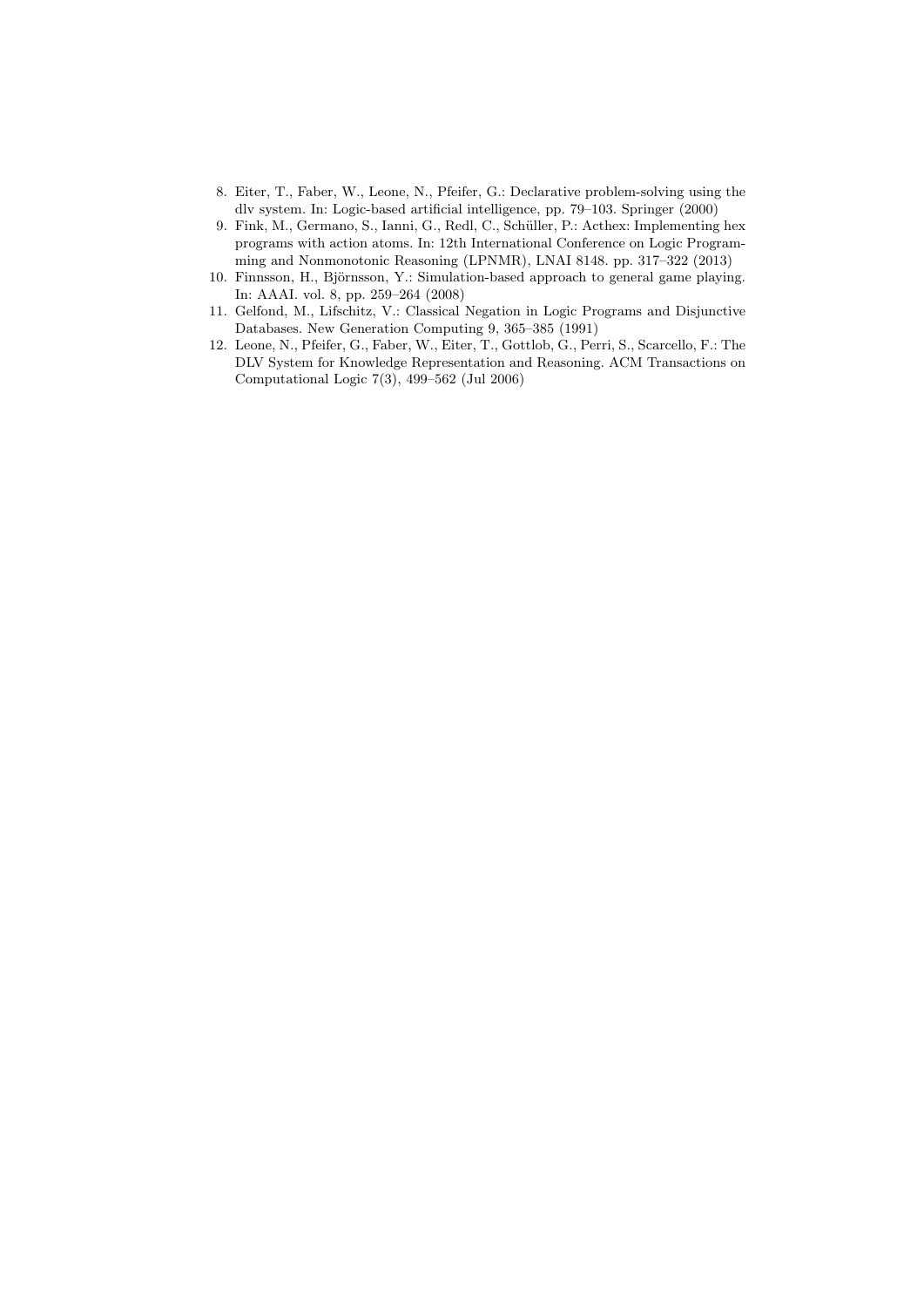8. Eiter, T., Faber, W., Leone, N., Pfeifer, G.: Declarative problem-solving using the dlv system. In: Logic-based artificial intelligence, pp. 79–103. Springer (2000)
9. Fink, M., Germano, S., Ianni, G., Redl, C., Schüller, P.: Acthex: Implementing hex programs with action atoms. In: 12th International Conference on Logic Programming and Nonmonotonic Reasoning (LPNMR), LNAI 8148. pp. 317–322 (2013)
10. Finnsson, H., Björnsson, Y.: Simulation-based approach to general game playing. In: AAAI. vol. 8, pp. 259–264 (2008)
11. Gelfond, M., Lifschitz, V.: Classical Negation in Logic Programs and Disjunctive Databases. New Generation Computing 9, 365–385 (1991)
12. Leone, N., Pfeifer, G., Faber, W., Eiter, T., Gottlob, G., Perri, S., Scarcello, F.: The DLV System for Knowledge Representation and Reasoning. ACM Transactions on Computational Logic 7(3), 499–562 (Jul 2006)